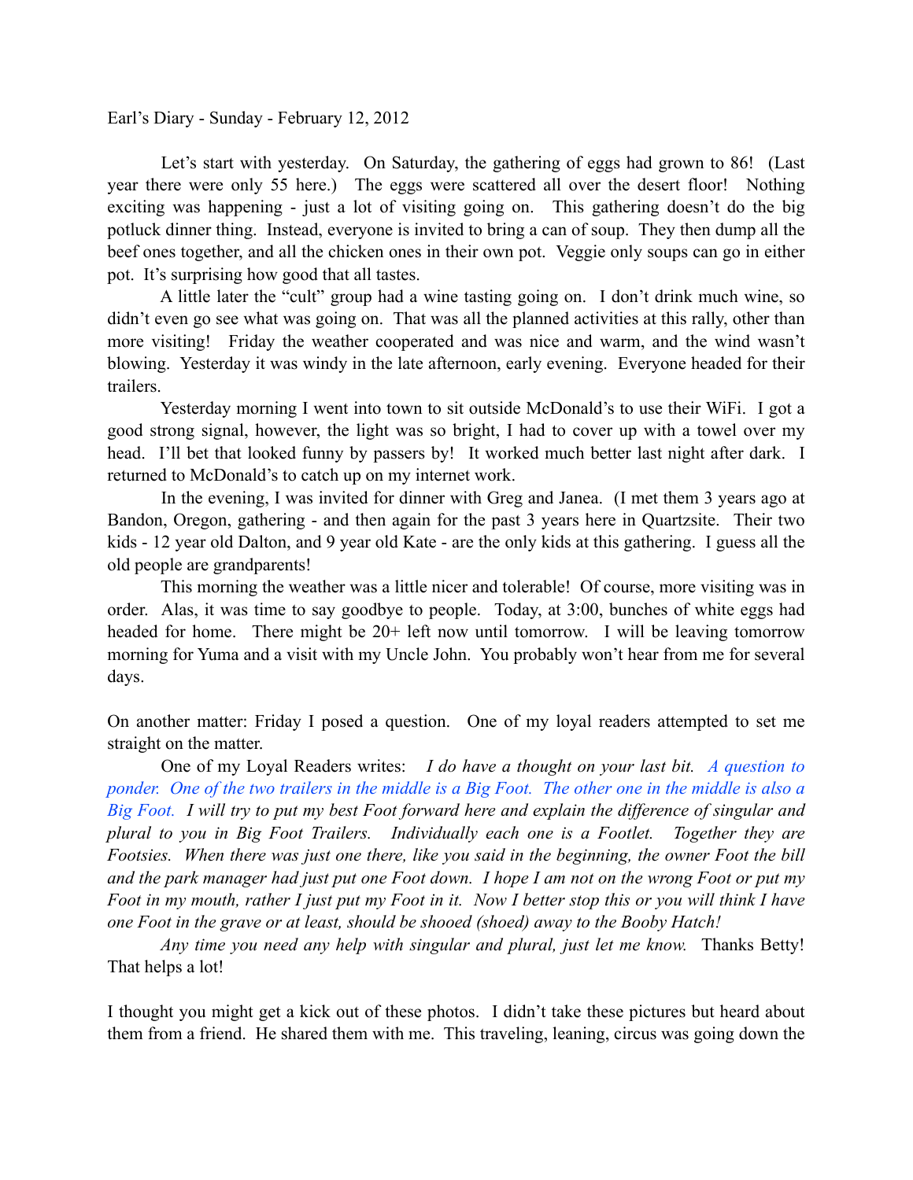Earl's Diary - Sunday - February 12, 2012

Let's start with yesterday. On Saturday, the gathering of eggs had grown to 86! (Last year there were only 55 here.) The eggs were scattered all over the desert floor! Nothing exciting was happening - just a lot of visiting going on. This gathering doesn't do the big potluck dinner thing. Instead, everyone is invited to bring a can of soup. They then dump all the beef ones together, and all the chicken ones in their own pot. Veggie only soups can go in either pot. It's surprising how good that all tastes.

A little later the "cult" group had a wine tasting going on. I don't drink much wine, so didn't even go see what was going on. That was all the planned activities at this rally, other than more visiting! Friday the weather cooperated and was nice and warm, and the wind wasn't blowing. Yesterday it was windy in the late afternoon, early evening. Everyone headed for their trailers.

Yesterday morning I went into town to sit outside McDonald's to use their WiFi. I got a good strong signal, however, the light was so bright, I had to cover up with a towel over my head. I'll bet that looked funny by passers by! It worked much better last night after dark. I returned to McDonald's to catch up on my internet work.

In the evening, I was invited for dinner with Greg and Janea. (I met them 3 years ago at Bandon, Oregon, gathering - and then again for the past 3 years here in Quartzsite. Their two kids - 12 year old Dalton, and 9 year old Kate - are the only kids at this gathering. I guess all the old people are grandparents!

This morning the weather was a little nicer and tolerable! Of course, more visiting was in order. Alas, it was time to say goodbye to people. Today, at 3:00, bunches of white eggs had headed for home. There might be 20+ left now until tomorrow. I will be leaving tomorrow morning for Yuma and a visit with my Uncle John. You probably won't hear from me for several days.

On another matter: Friday I posed a question. One of my loyal readers attempted to set me straight on the matter.

One of my Loyal Readers writes: *I do have a thought on your last bit. A question to ponder. One of the two trailers in the middle is a Big Foot. The other one in the middle is also a Big Foot. I will try to put my best Foot forward here and explain the difference of singular and plural to you in Big Foot Trailers. Individually each one is a Footlet. Together they are Footsies. When there was just one there, like you said in the beginning, the owner Foot the bill and the park manager had just put one Foot down. I hope I am not on the wrong Foot or put my Foot in my mouth, rather I just put my Foot in it. Now I better stop this or you will think I have one Foot in the grave or at least, should be shooed (shoed) away to the Booby Hatch!*

*Any time you need any help with singular and plural, just let me know.* Thanks Betty! That helps a lot!

I thought you might get a kick out of these photos. I didn't take these pictures but heard about them from a friend. He shared them with me. This traveling, leaning, circus was going down the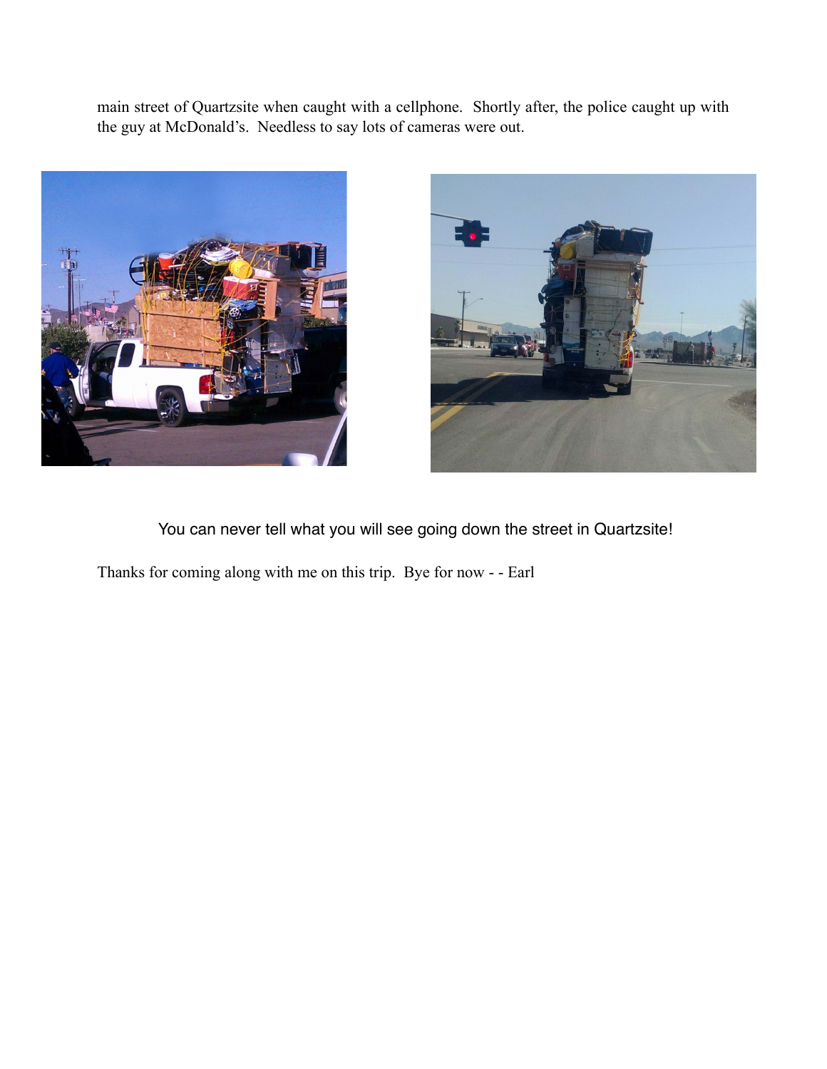main street of Quartzsite when caught with a cellphone. Shortly after, the police caught up with the guy at McDonald's. Needless to say lots of cameras were out.

You can never tell what you will see going down the street in Quartzsite!

Thanks for coming along with me on this trip. Bye for now - - Earl